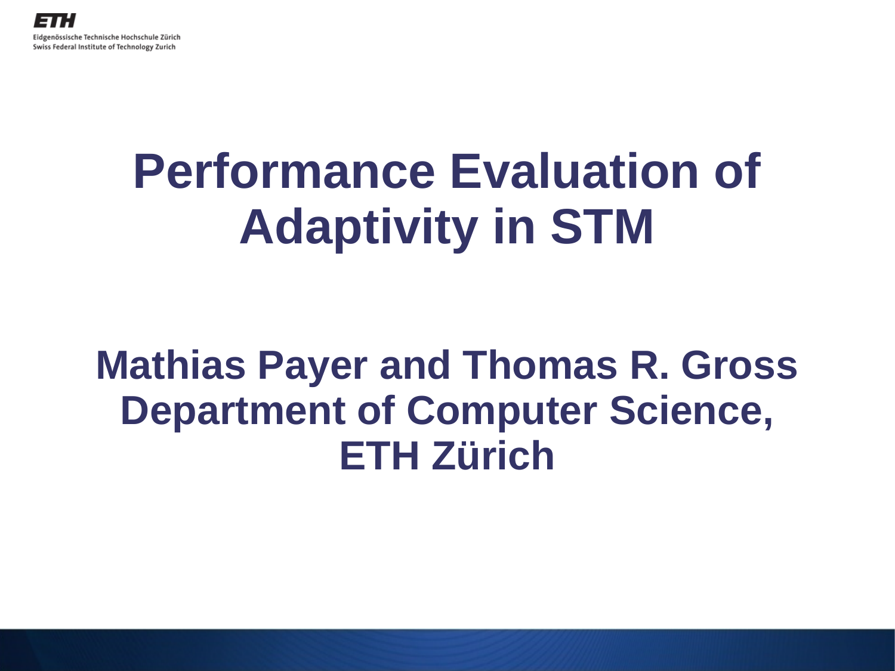ETH

Eidgenössische Technische Hochschule Zürich
Swiss Federal Institute of Technology Zurich

# Performance Evaluation of Adaptivity in STM

**Mathias Payer and Thomas R. Gross**
**Department of Computer Science, ETH Zürich**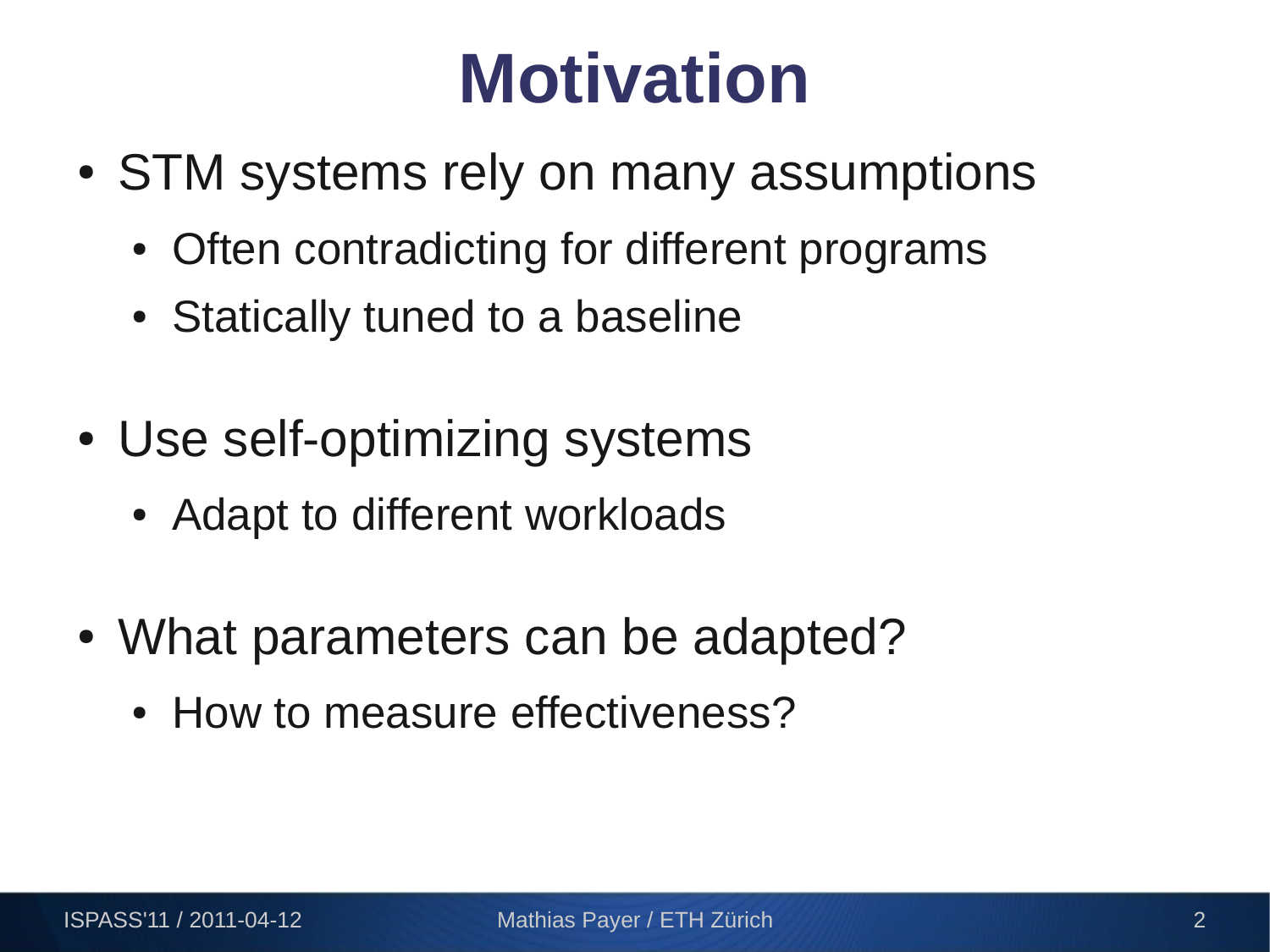# Motivation

- STM systems rely on many assumptions
  - Often contradicting for different programs
  - Statically tuned to a baseline
- Use self-optimizing systems
  - Adapt to different workloads
- What parameters can be adapted?
  - How to measure effectiveness?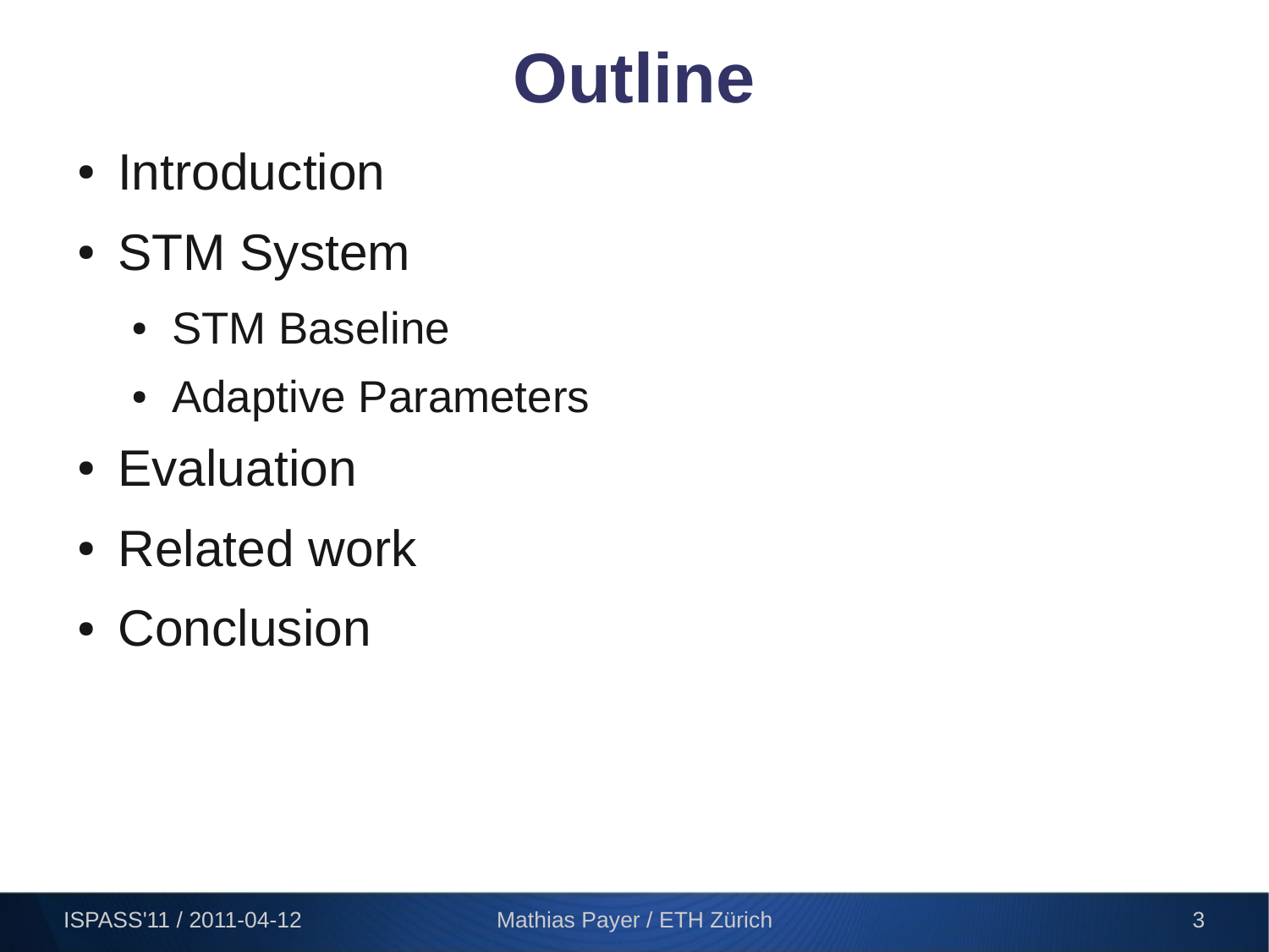# Outline

- Introduction
- STM System
  - STM Baseline
  - Adaptive Parameters
- Evaluation
- Related work
- Conclusion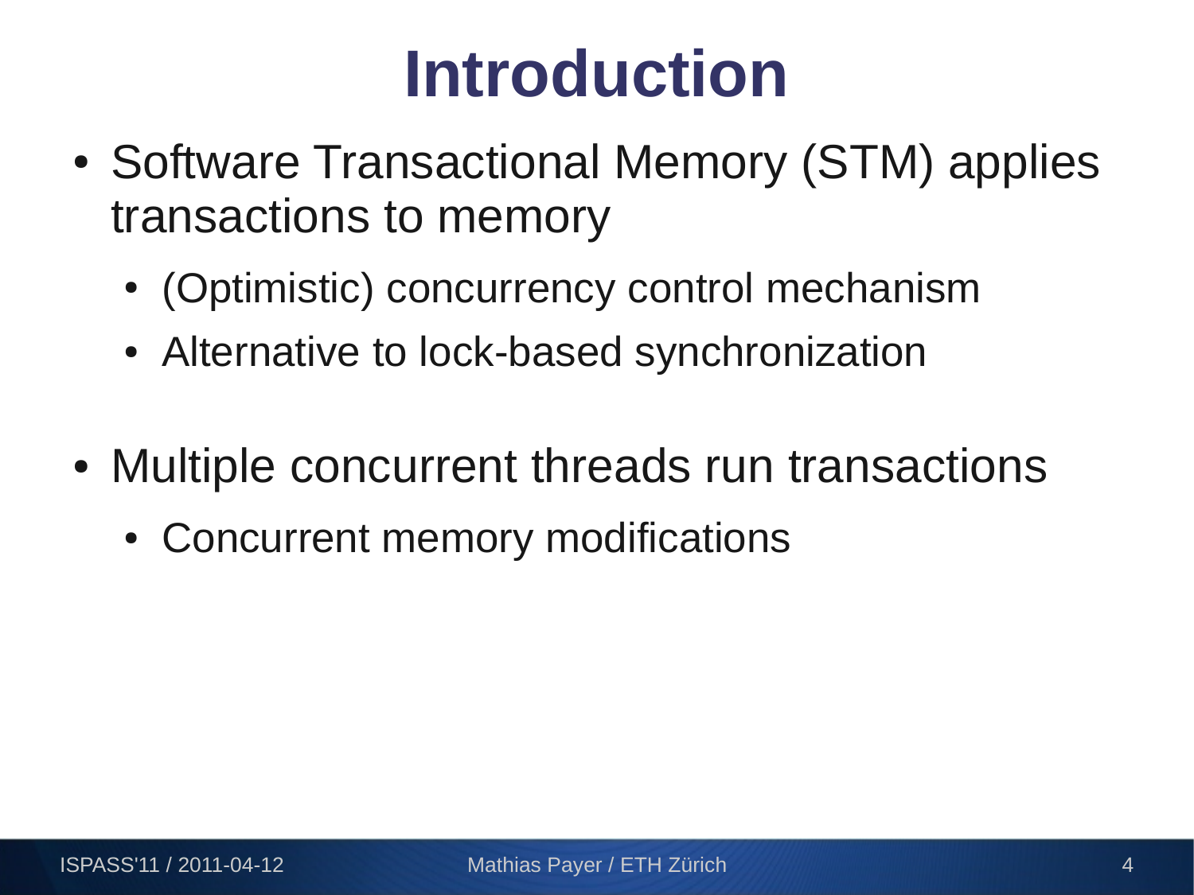# Introduction

- Software Transactional Memory (STM) applies transactions to memory
  - (Optimistic) concurrency control mechanism
  - Alternative to lock-based synchronization
- Multiple concurrent threads run transactions
  - Concurrent memory modifications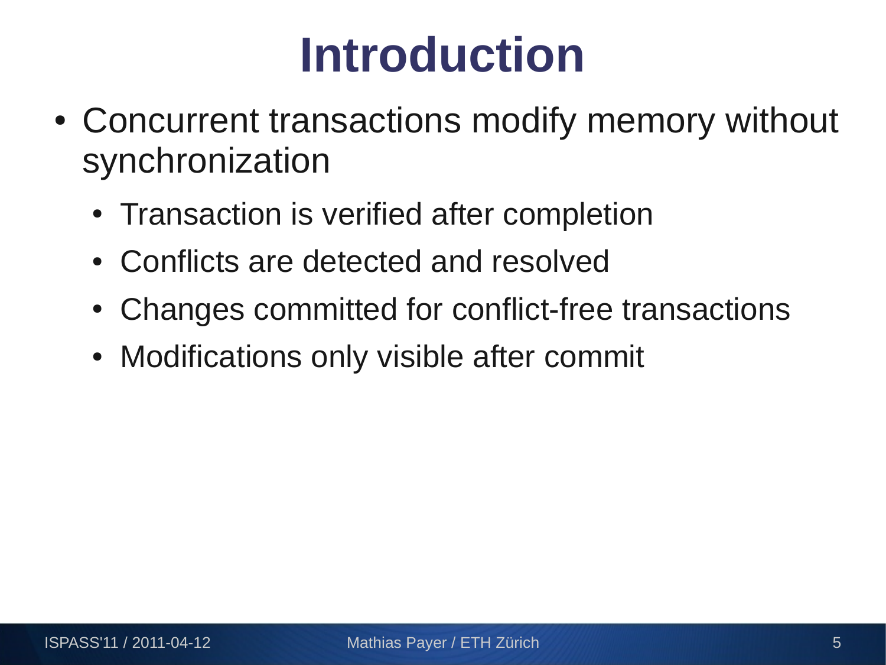# Introduction

- Concurrent transactions modify memory without synchronization
  - Transaction is verified after completion
  - Conflicts are detected and resolved
  - Changes committed for conflict-free transactions
  - Modifications only visible after commit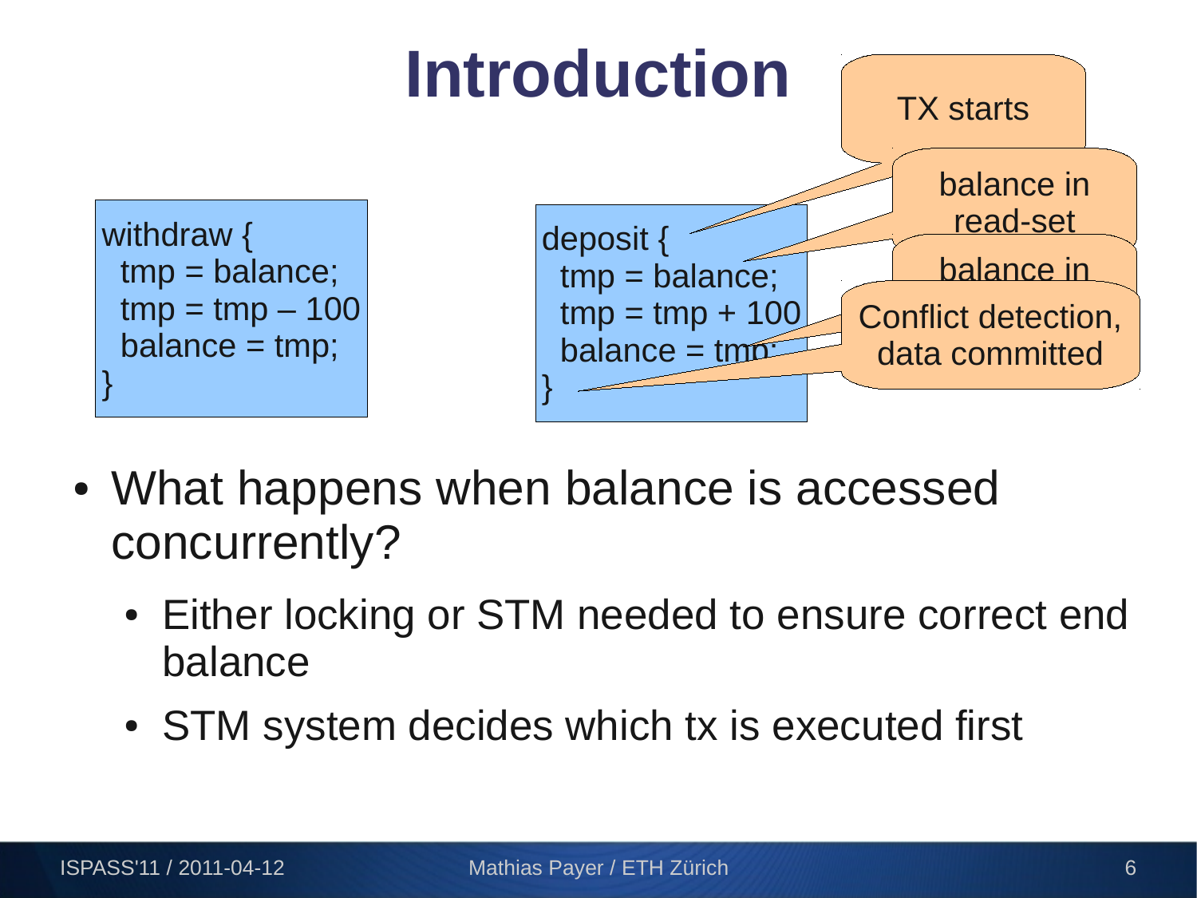# Introduction

```
withdraw {
  tmp = balance;
  tmp = tmp – 100
  balance = tmp;
}
```

```
deposit {
  tmp = balance;
  tmp = tmp + 100
  balance = tmp;
}
```

TX starts

balance in read-set

balance in

Conflict detection, data committed

- What happens when balance is accessed concurrently?
  - Either locking or STM needed to ensure correct end balance
  - STM system decides which tx is executed first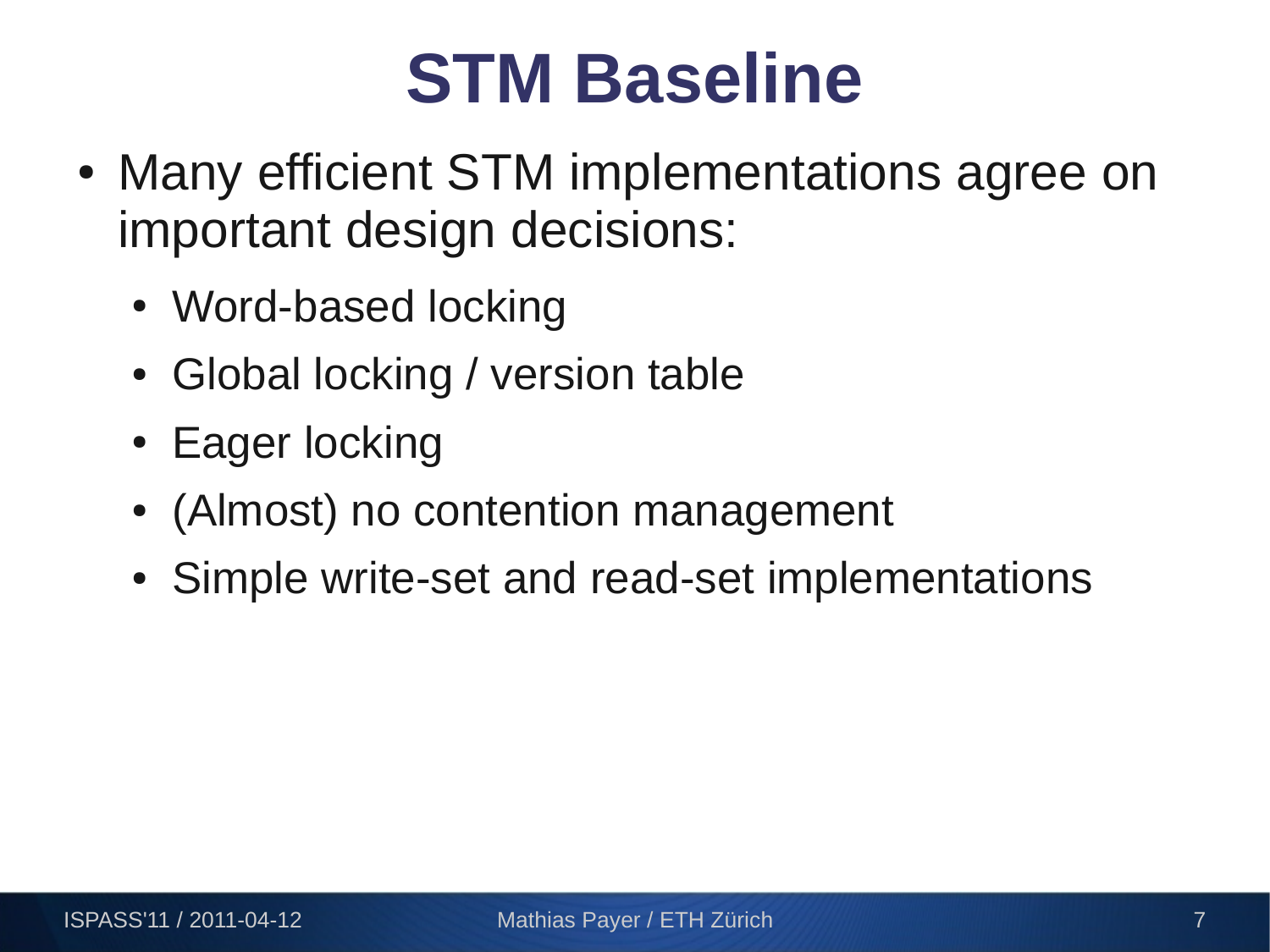# STM Baseline

- Many efficient STM implementations agree on important design decisions:
  - Word-based locking
  - Global locking / version table
  - Eager locking
  - (Almost) no contention management
  - Simple write-set and read-set implementations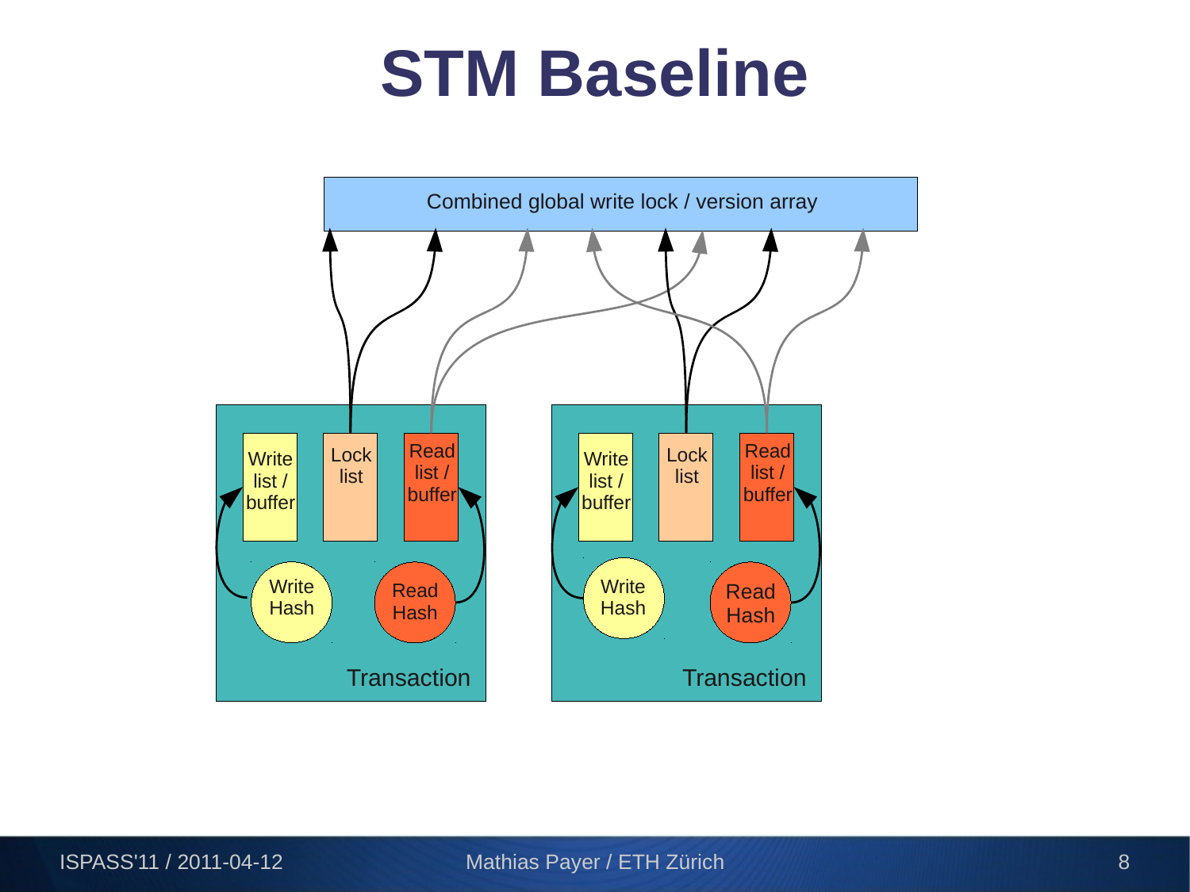# STM Baseline

Combined global write lock / version array

Write list / buffer

Lock list

Read list / buffer

Write Hash

Read Hash

Transaction

Write list / buffer

Lock list

Read list / buffer

Write Hash

Read Hash

Transaction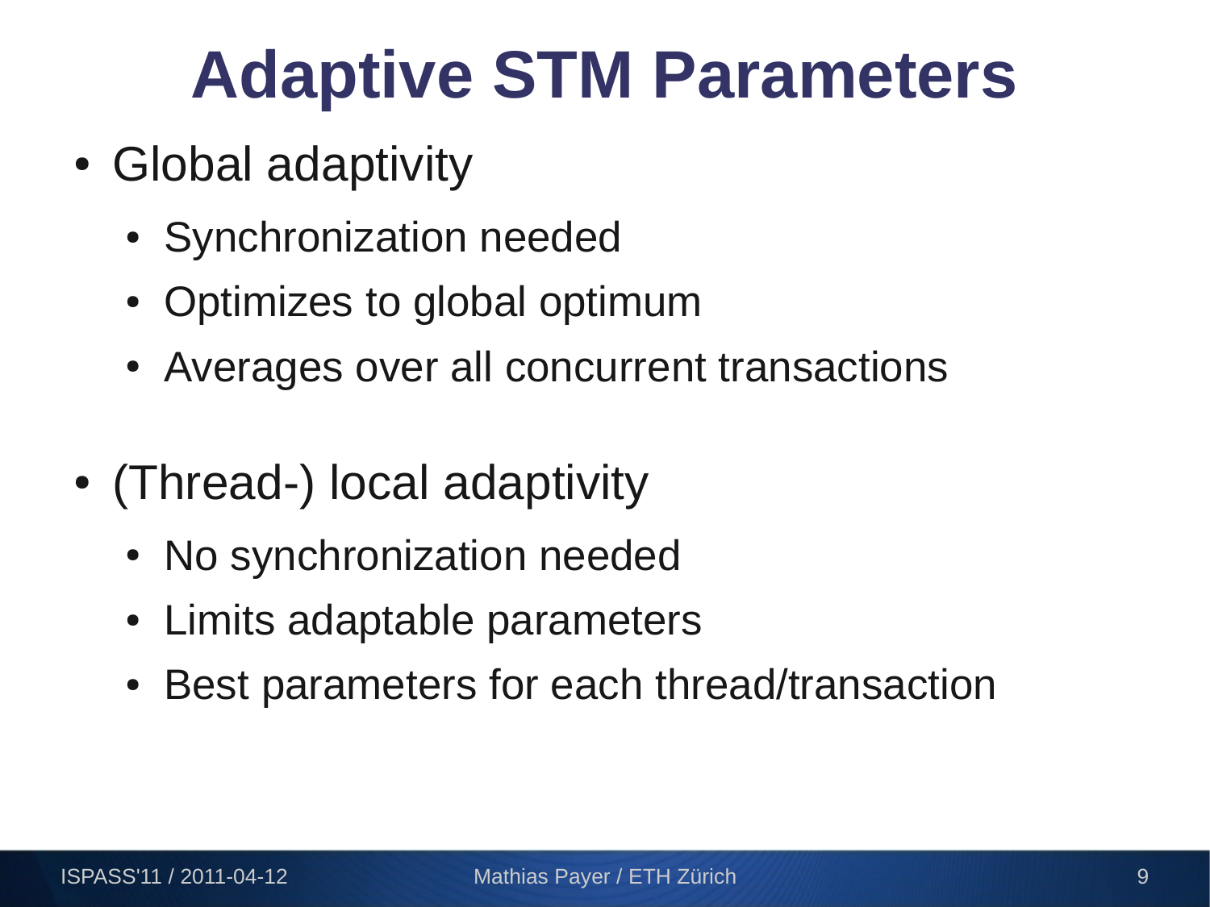# Adaptive STM Parameters

- Global adaptivity
  - Synchronization needed
  - Optimizes to global optimum
  - Averages over all concurrent transactions

- (Thread-) local adaptivity
  - No synchronization needed
  - Limits adaptable parameters
  - Best parameters for each thread/transaction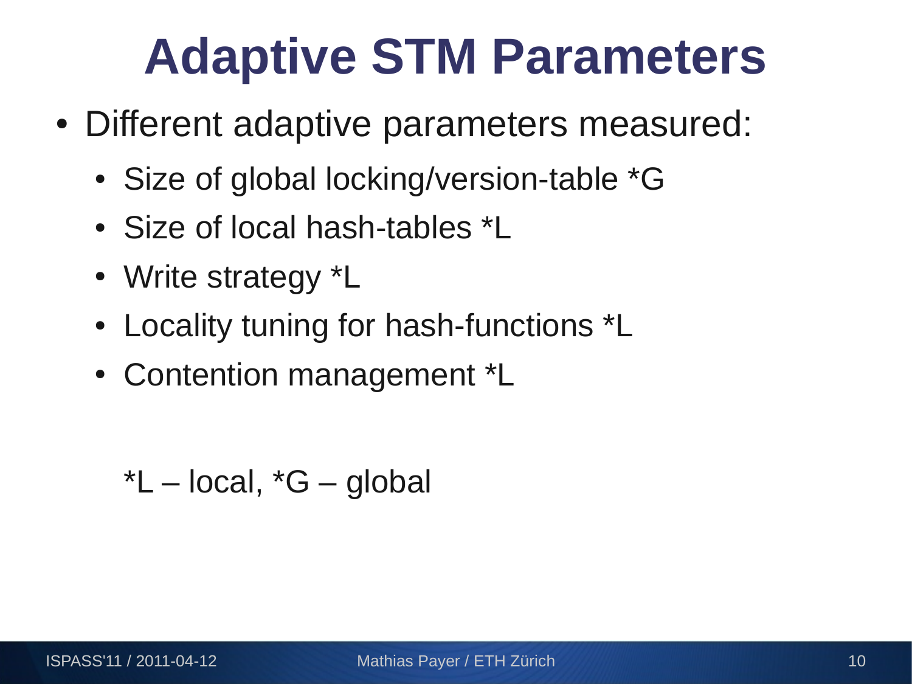# Adaptive STM Parameters

- Different adaptive parameters measured:
  - Size of global locking/version-table *G
  - Size of local hash-tables *L
  - Write strategy *L
  - Locality tuning for hash-functions *L
  - Contention management *L

*L – local, *G – global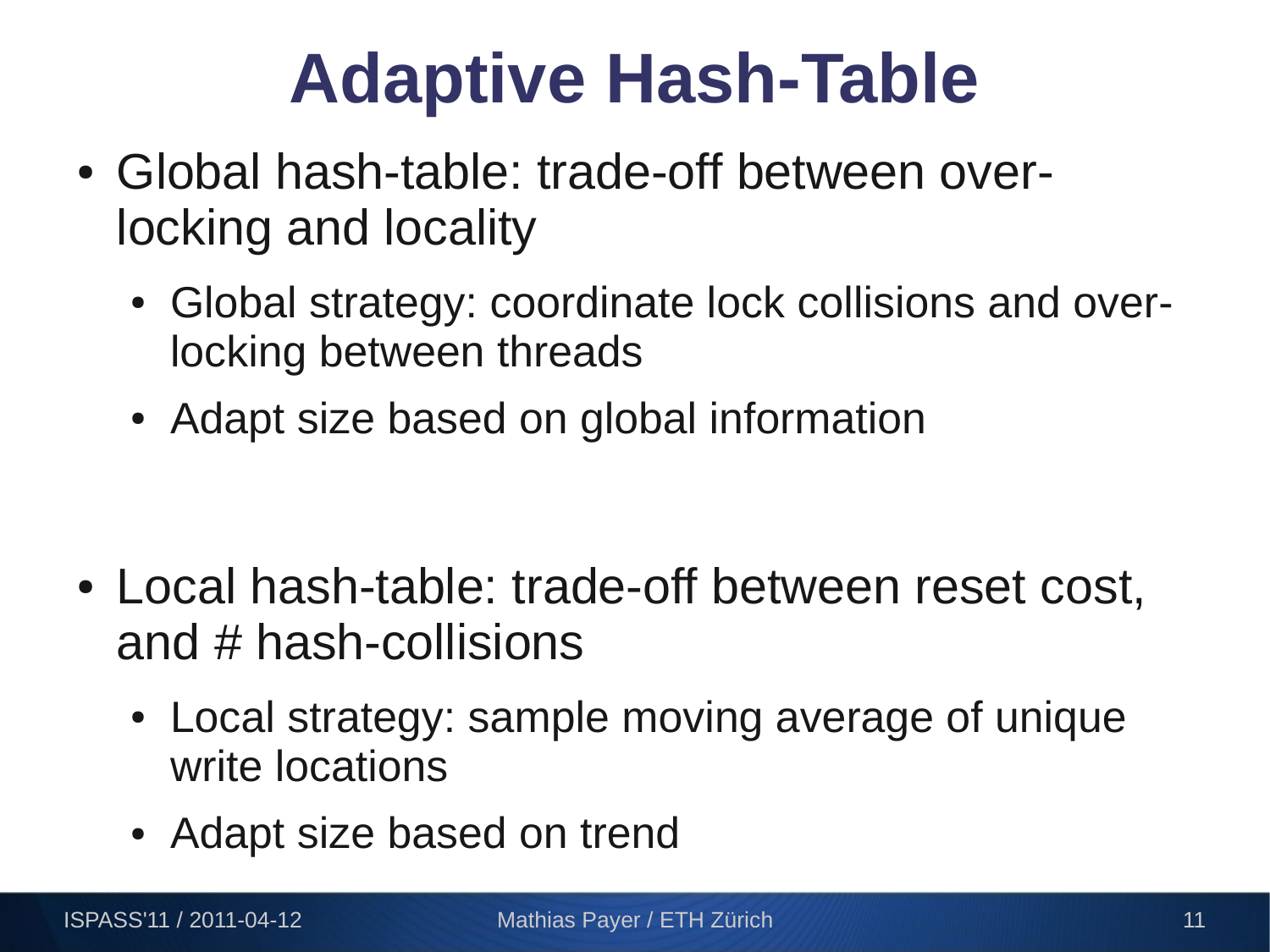# Adaptive Hash-Table

- Global hash-table: trade-off between over-locking and locality
  - Global strategy: coordinate lock collisions and over-locking between threads
  - Adapt size based on global information
- Local hash-table: trade-off between reset cost, and # hash-collisions
  - Local strategy: sample moving average of unique write locations
  - Adapt size based on trend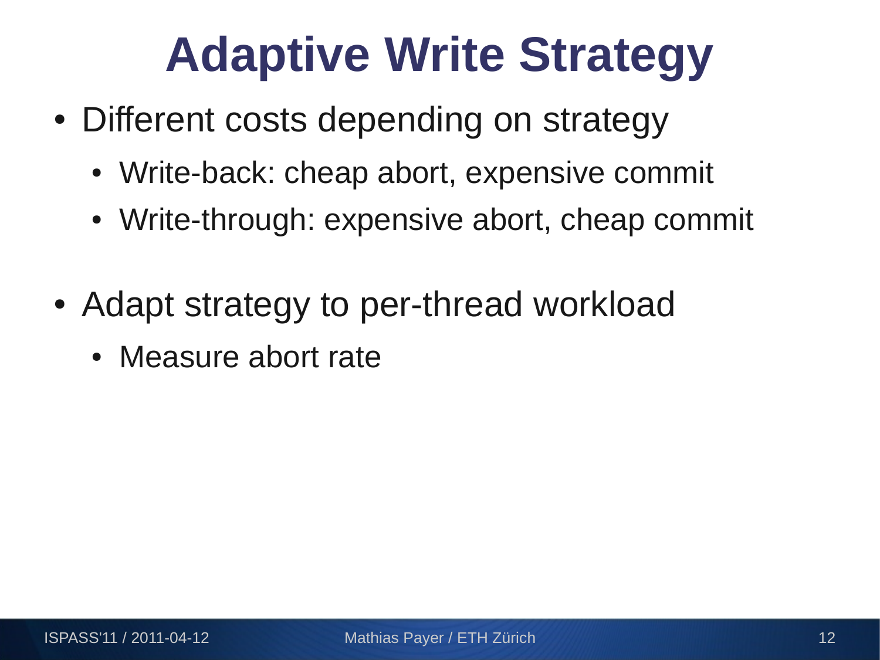# Adaptive Write Strategy

- Different costs depending on strategy
  - Write-back: cheap abort, expensive commit
  - Write-through: expensive abort, cheap commit
- Adapt strategy to per-thread workload
  - Measure abort rate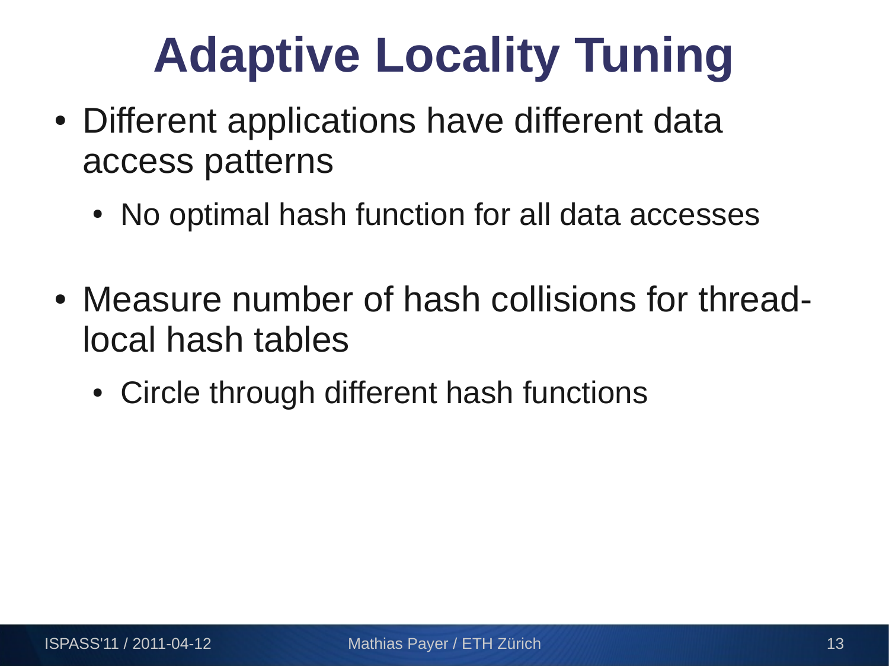# Adaptive Locality Tuning

- Different applications have different data access patterns
  - No optimal hash function for all data accesses
- Measure number of hash collisions for thread-local hash tables
  - Circle through different hash functions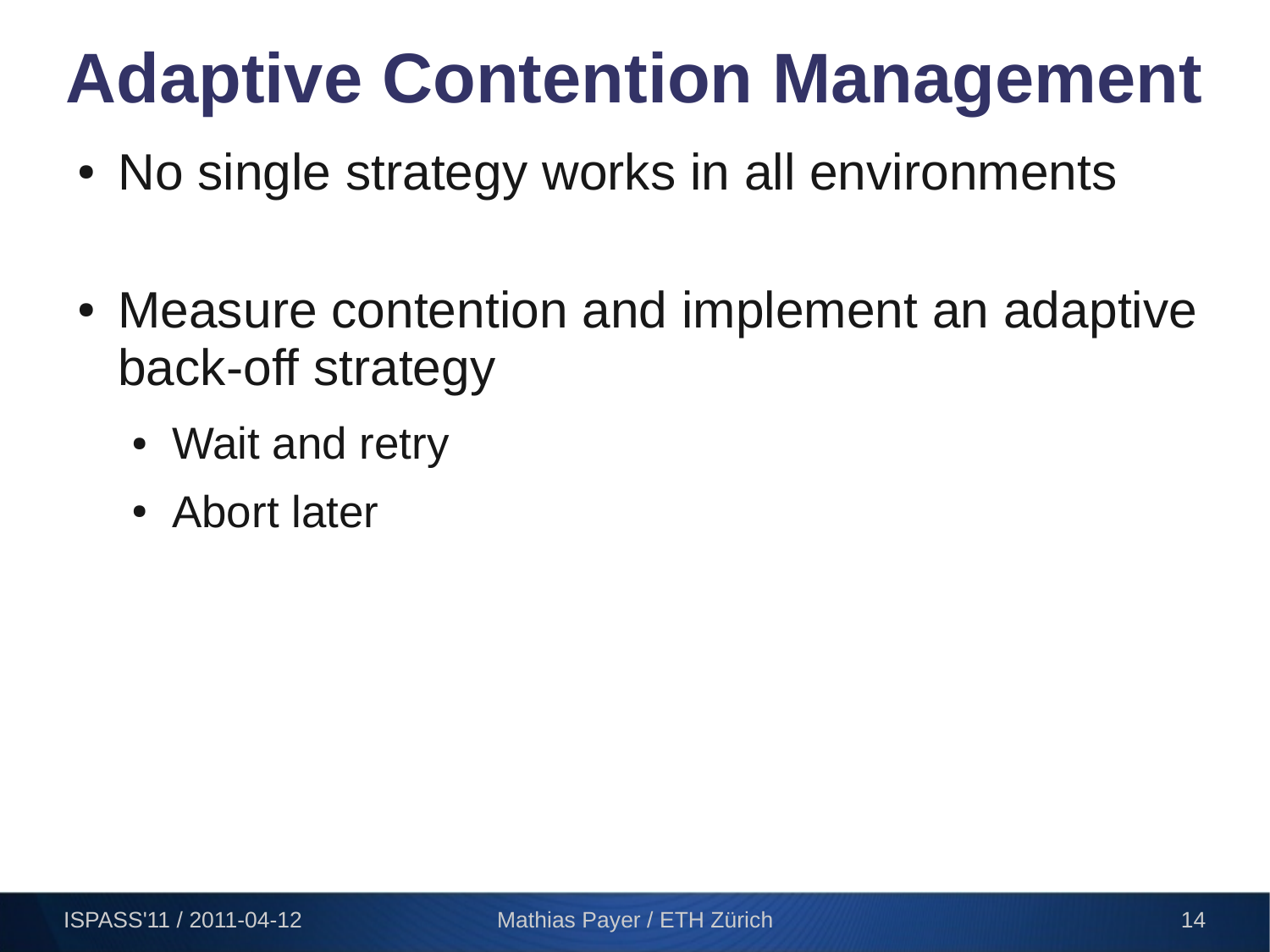# Adaptive Contention Management

- No single strategy works in all environments
- Measure contention and implement an adaptive back-off strategy
  - Wait and retry
  - Abort later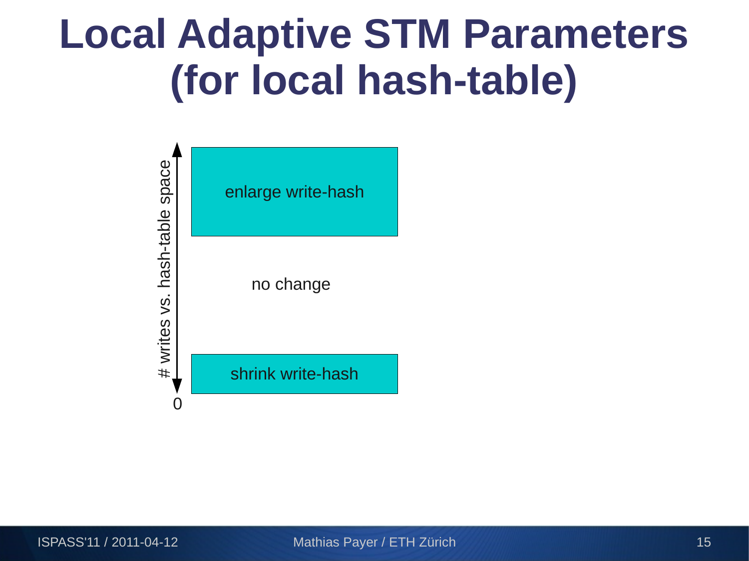# Local Adaptive STM Parameters (for local hash-table)

# writes vs. hash-table space

enlarge write-hash

no change

shrink write-hash

0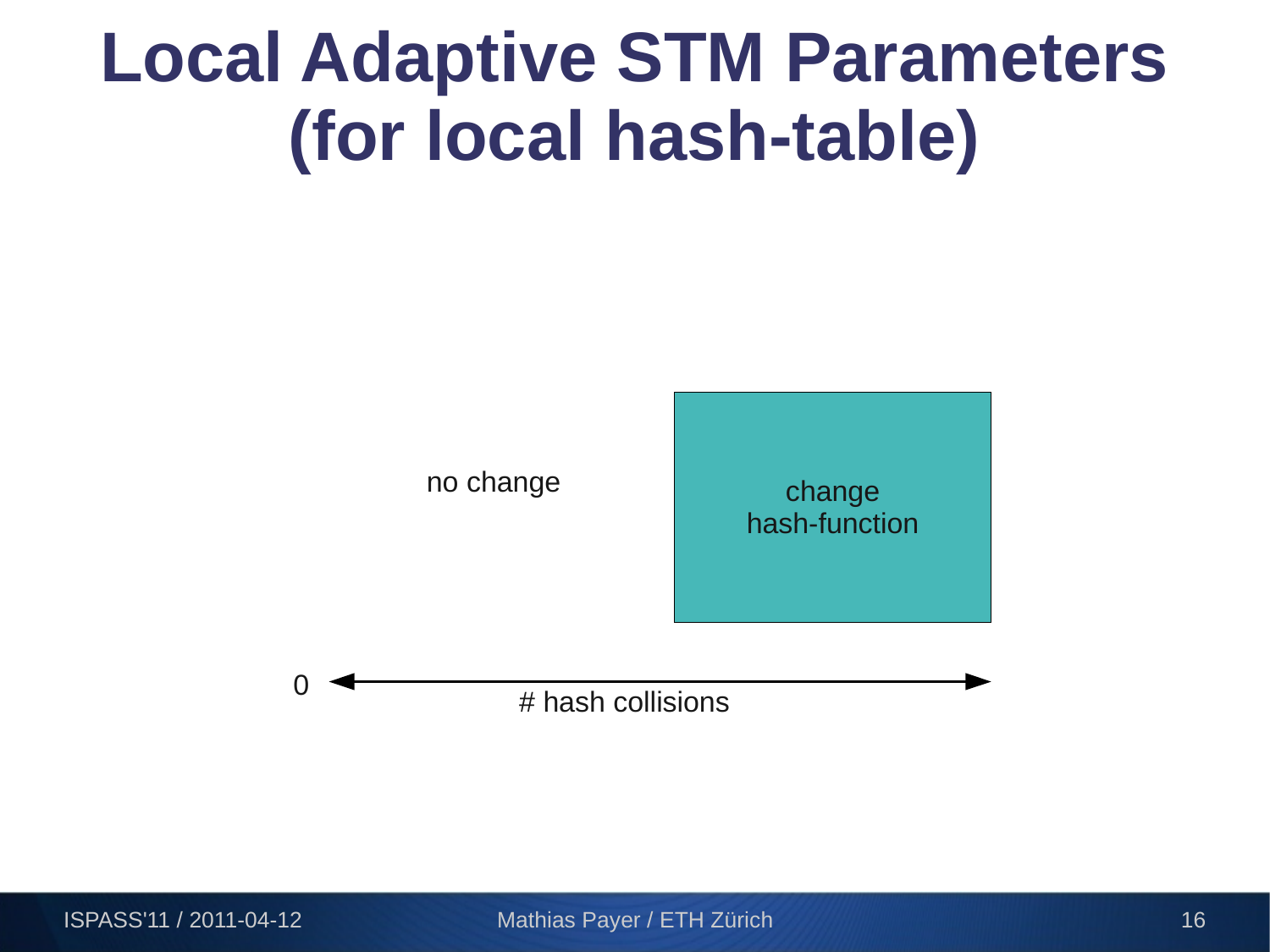# Local Adaptive STM Parameters (for local hash-table)

no change

change hash-function

0

# hash collisions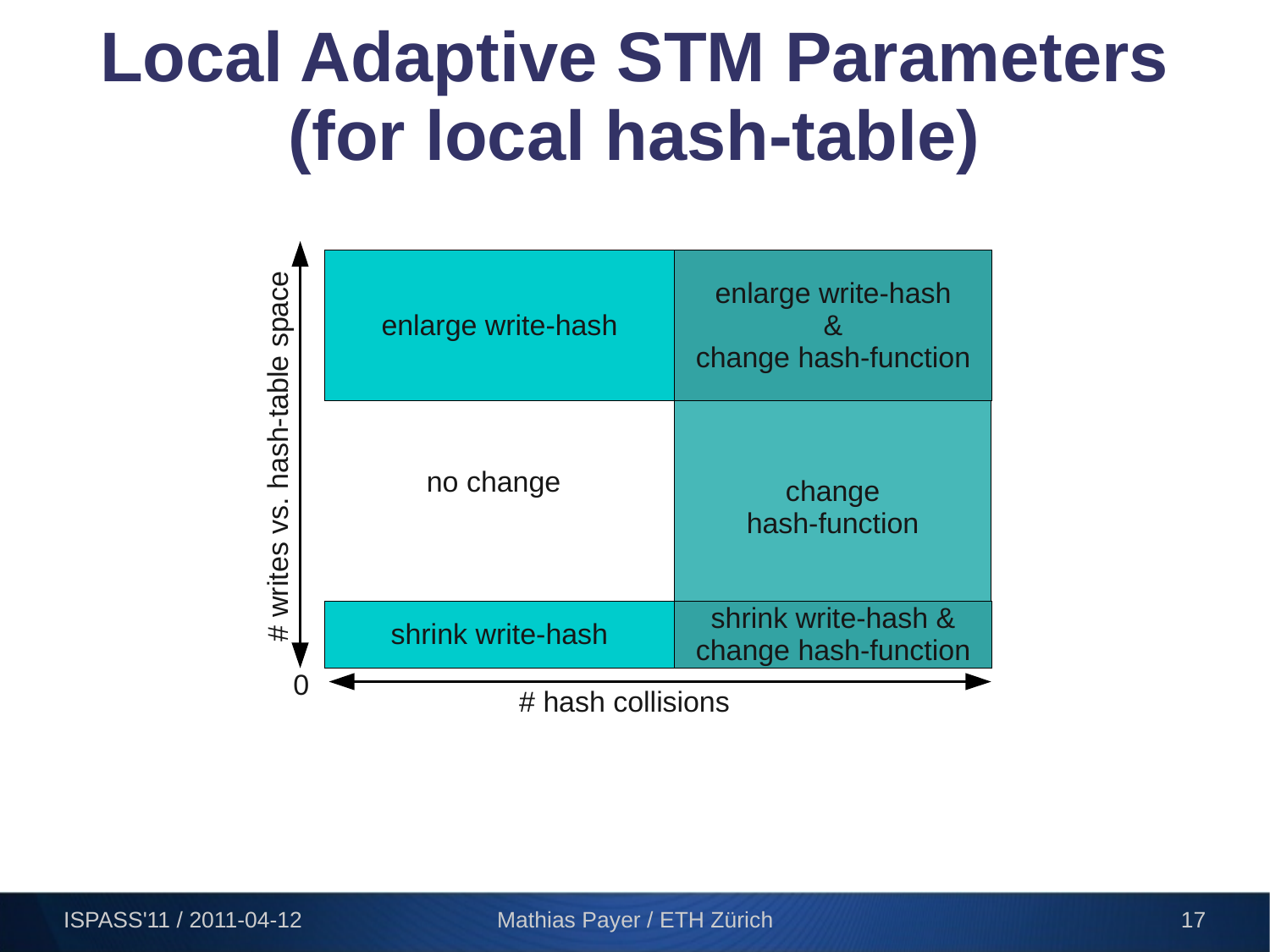# Local Adaptive STM Parameters (for local hash-table)

| # writes vs. hash-table space ↕ / # hash collisions ↔ | | |
|---|---|---|
| high | enlarge write-hash | enlarge write-hash & change hash-function |
| medium | no change | change hash-function |
| low (0) | shrink write-hash | shrink write-hash & change hash-function |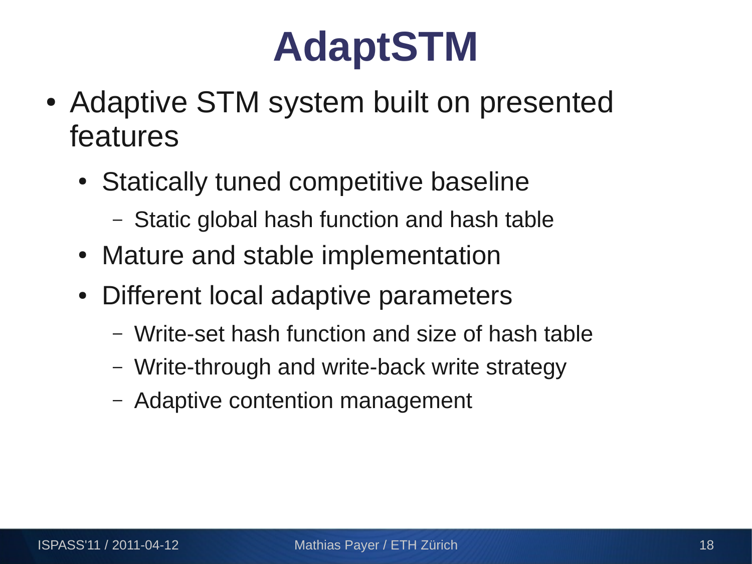# AdaptSTM

- Adaptive STM system built on presented features
  - Statically tuned competitive baseline
    - Static global hash function and hash table
  - Mature and stable implementation
  - Different local adaptive parameters
    - Write-set hash function and size of hash table
    - Write-through and write-back write strategy
    - Adaptive contention management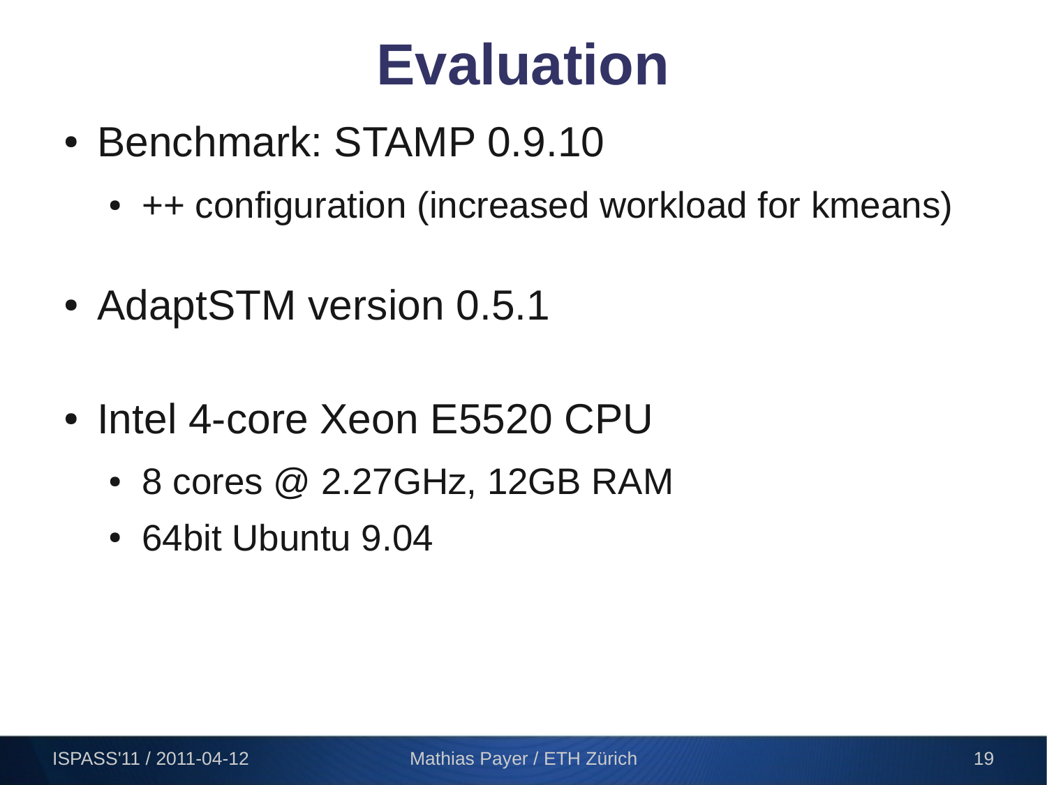# Evaluation

- Benchmark: STAMP 0.9.10
  - ++ configuration (increased workload for kmeans)
- AdaptSTM version 0.5.1
- Intel 4-core Xeon E5520 CPU
  - 8 cores @ 2.27GHz, 12GB RAM
  - 64bit Ubuntu 9.04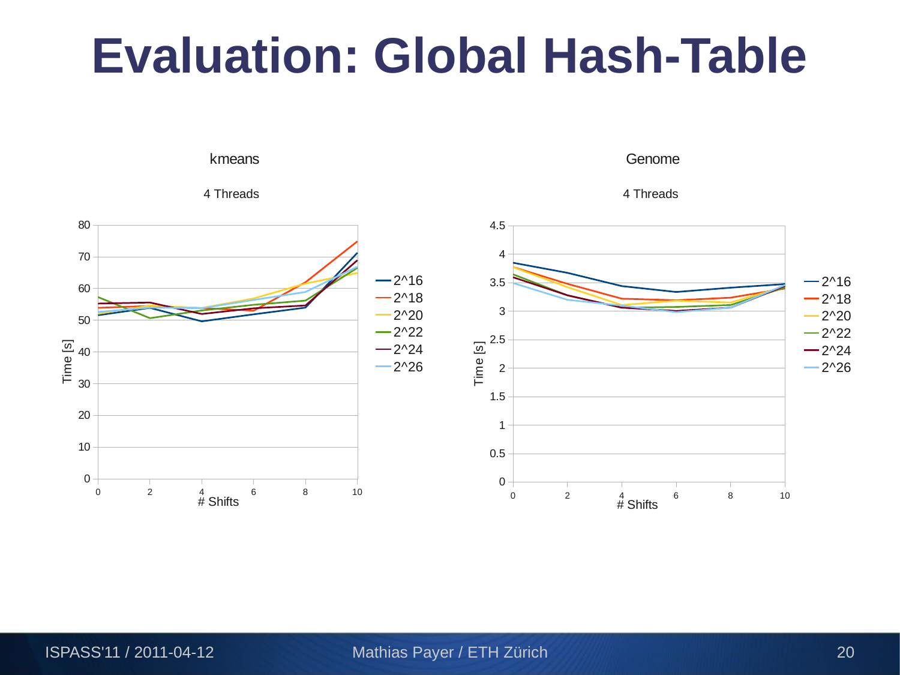# Evaluation: Global Hash-Table

kmeans

4 Threads

Time [s]

# Shifts

2^16
2^18
2^20
2^22
2^24
2^26

Genome

4 Threads

Time [s]

# Shifts

2^16
2^18
2^20
2^22
2^24
2^26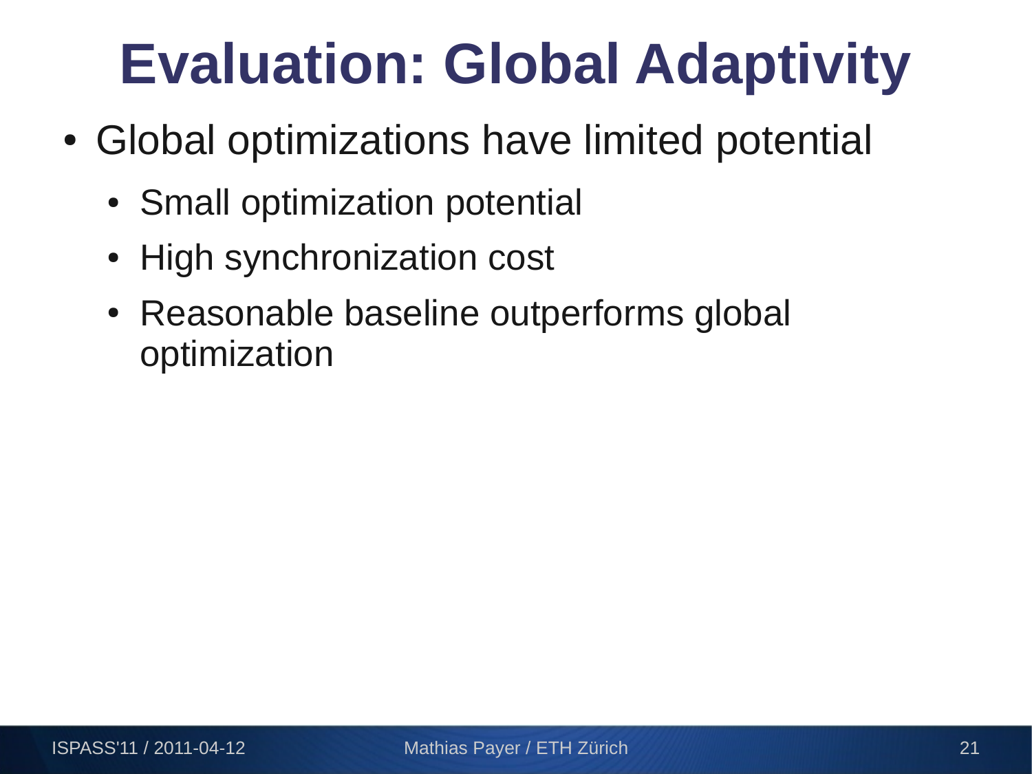# Evaluation: Global Adaptivity

- Global optimizations have limited potential
  - Small optimization potential
  - High synchronization cost
  - Reasonable baseline outperforms global optimization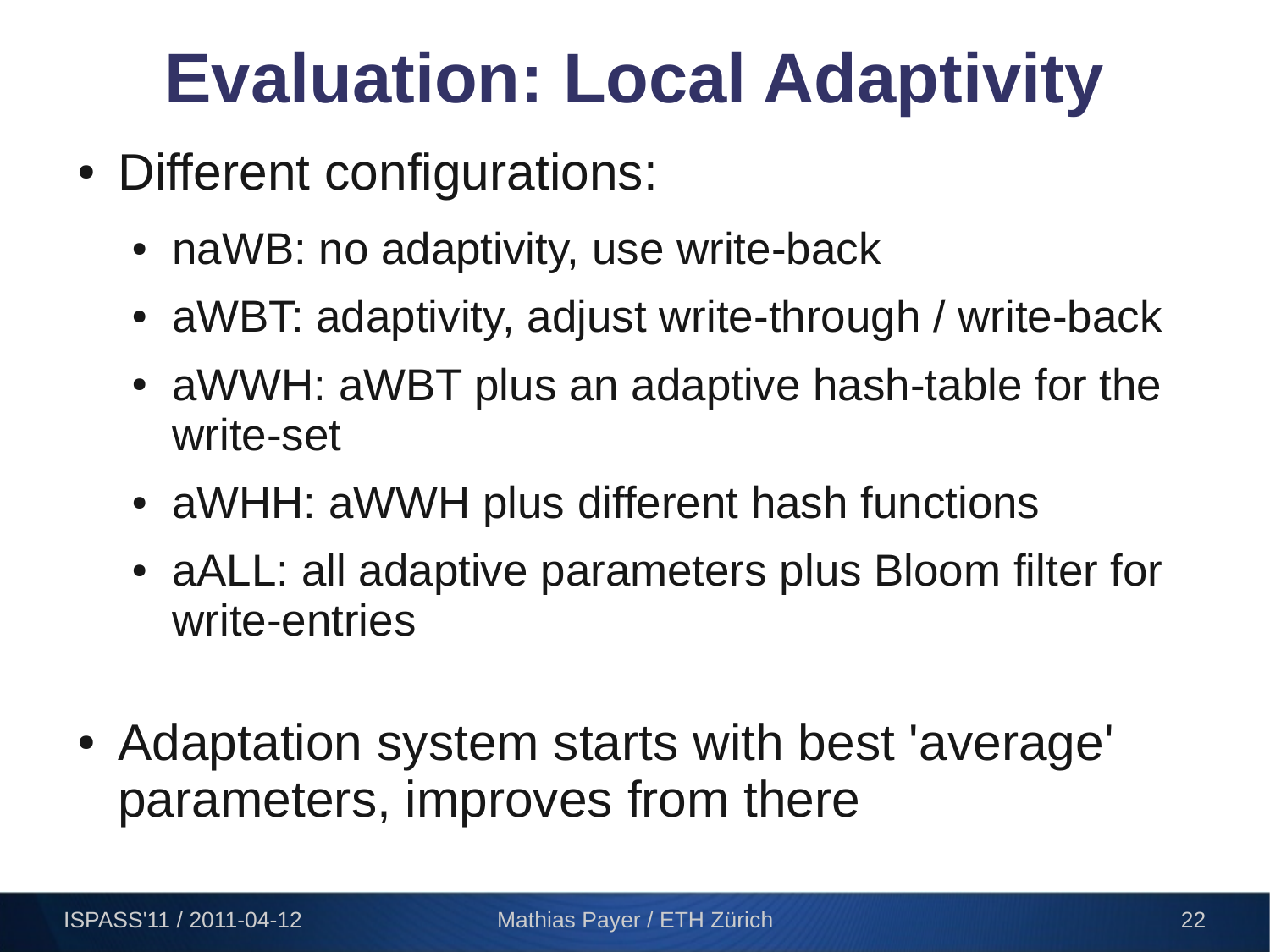# Evaluation: Local Adaptivity

- Different configurations:
  - naWB: no adaptivity, use write-back
  - aWBT: adaptivity, adjust write-through / write-back
  - aWWH: aWBT plus an adaptive hash-table for the write-set
  - aWHH: aWWH plus different hash functions
  - aALL: all adaptive parameters plus Bloom filter for write-entries
- Adaptation system starts with best 'average' parameters, improves from there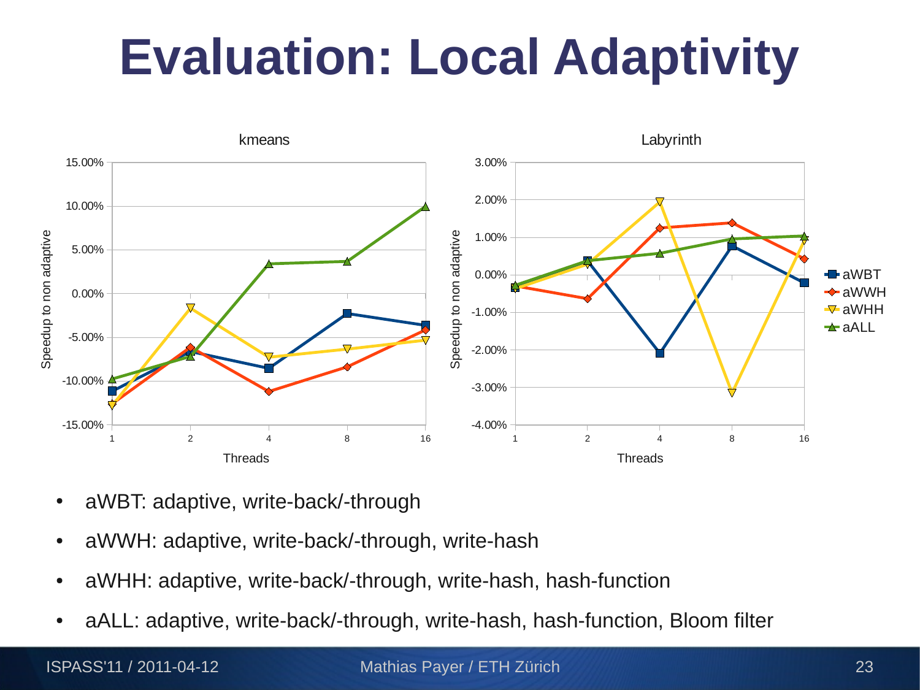# Evaluation: Local Adaptivity

- aWBT: adaptive, write-back/-through
- aWWH: adaptive, write-back/-through, write-hash
- aWHH: adaptive, write-back/-through, write-hash, hash-function
- aALL: adaptive, write-back/-through, write-hash, hash-function, Bloom filter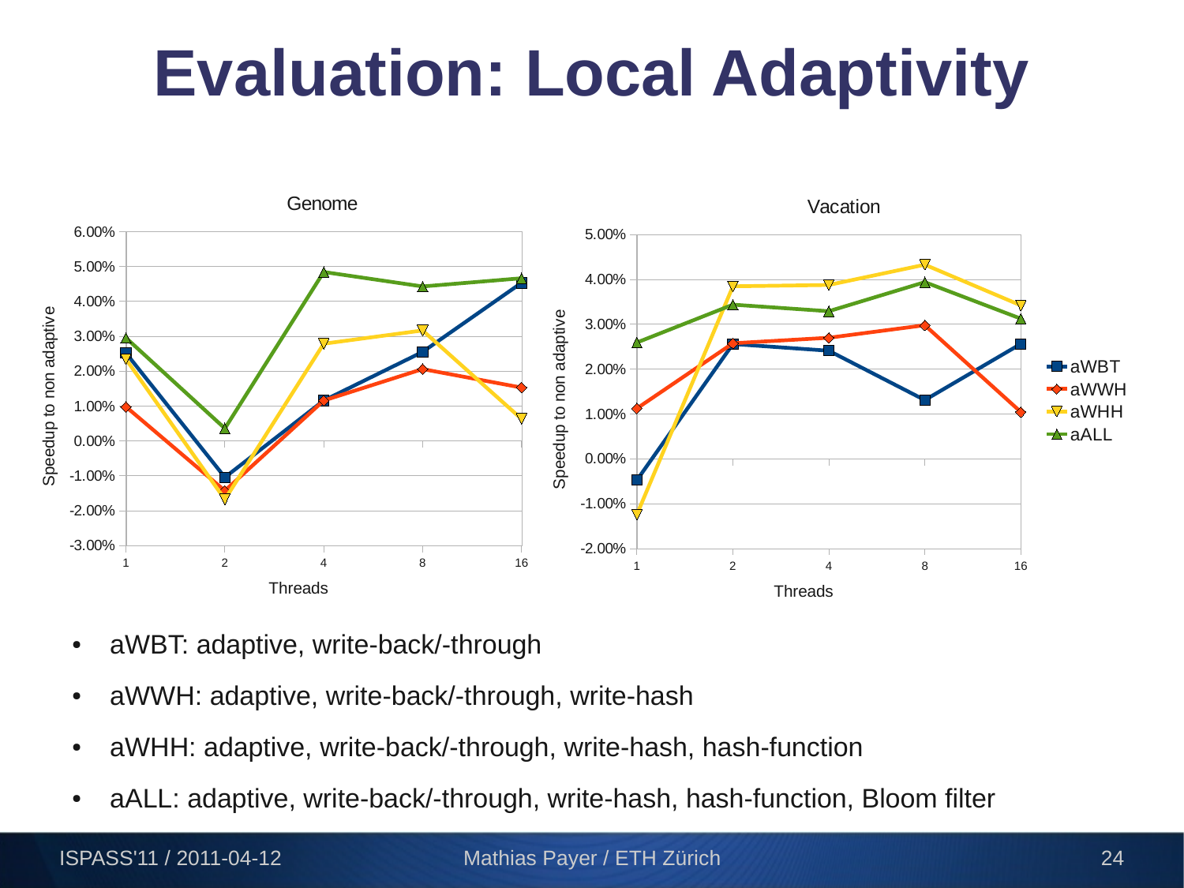# Evaluation: Local Adaptivity

- aWBT: adaptive, write-back/-through
- aWWH: adaptive, write-back/-through, write-hash
- aWHH: adaptive, write-back/-through, write-hash, hash-function
- aALL: adaptive, write-back/-through, write-hash, hash-function, Bloom filter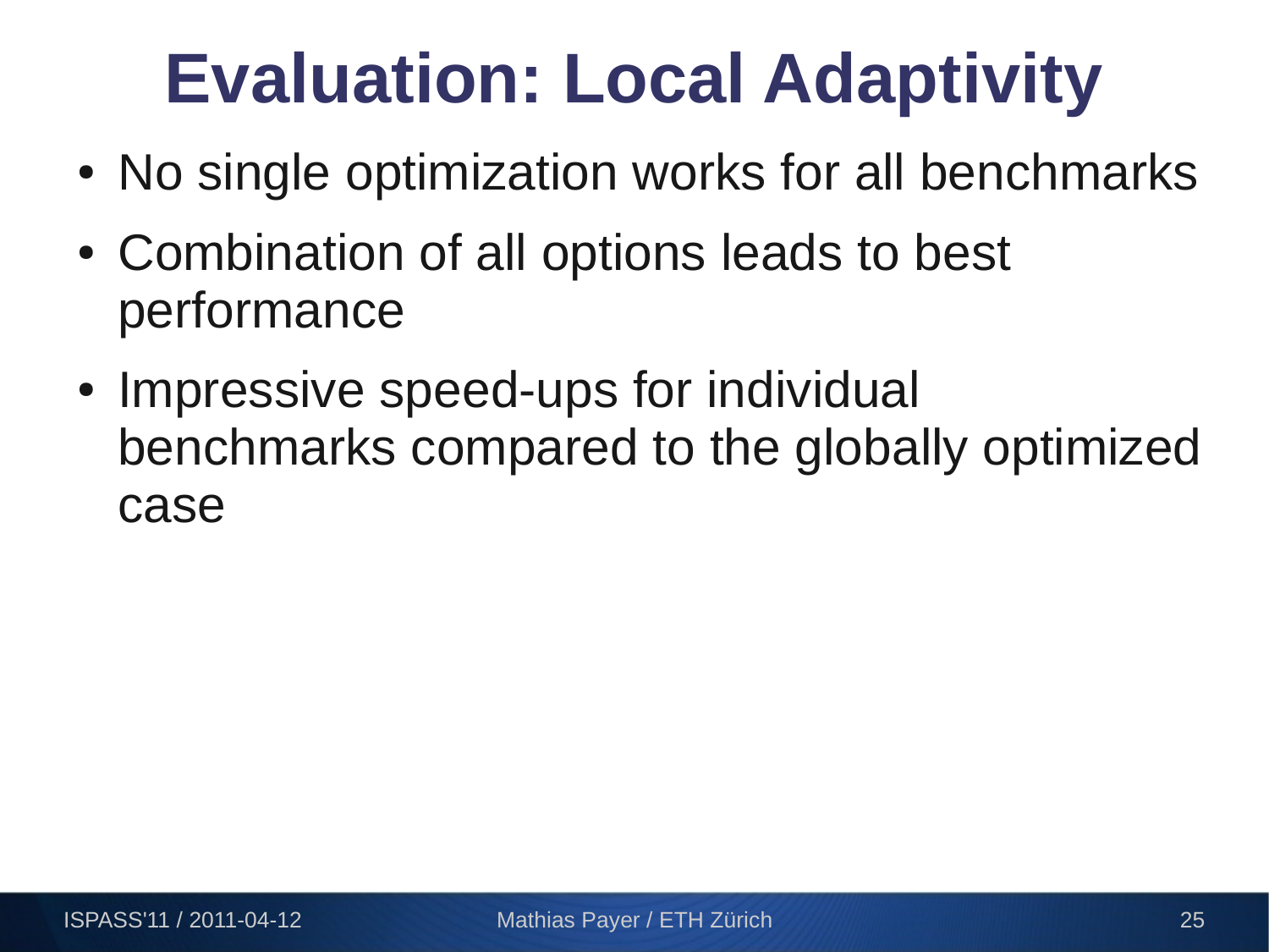# Evaluation: Local Adaptivity

- No single optimization works for all benchmarks
- Combination of all options leads to best performance
- Impressive speed-ups for individual benchmarks compared to the globally optimized case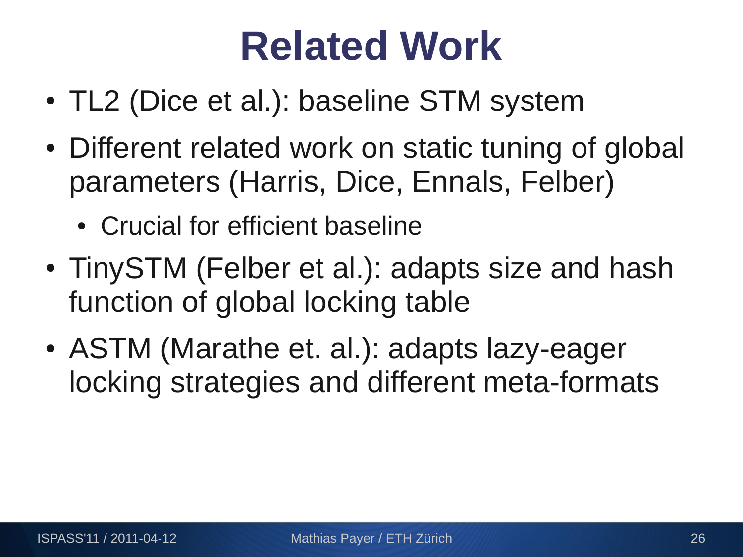# Related Work

- TL2 (Dice et al.): baseline STM system
- Different related work on static tuning of global parameters (Harris, Dice, Ennals, Felber)
  - Crucial for efficient baseline
- TinySTM (Felber et al.): adapts size and hash function of global locking table
- ASTM (Marathe et. al.): adapts lazy-eager locking strategies and different meta-formats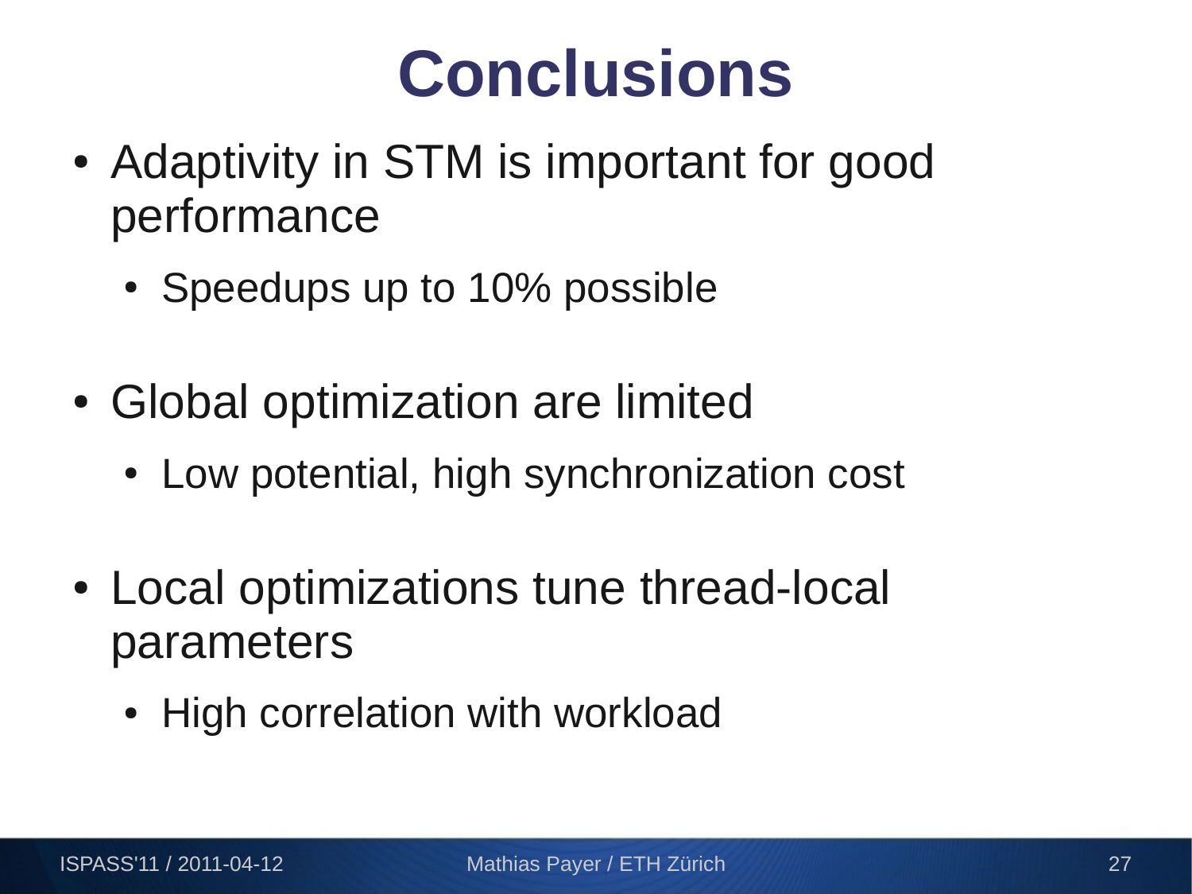# Conclusions

- Adaptivity in STM is important for good performance
  - Speedups up to 10% possible
- Global optimization are limited
  - Low potential, high synchronization cost
- Local optimizations tune thread-local parameters
  - High correlation with workload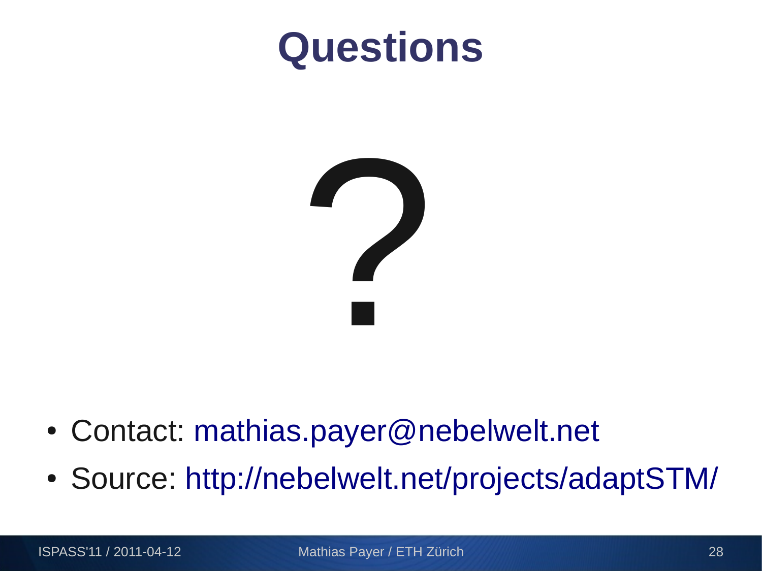# Questions

?

- Contact: mathias.payer@nebelwelt.net
- Source: http://nebelwelt.net/projects/adaptSTM/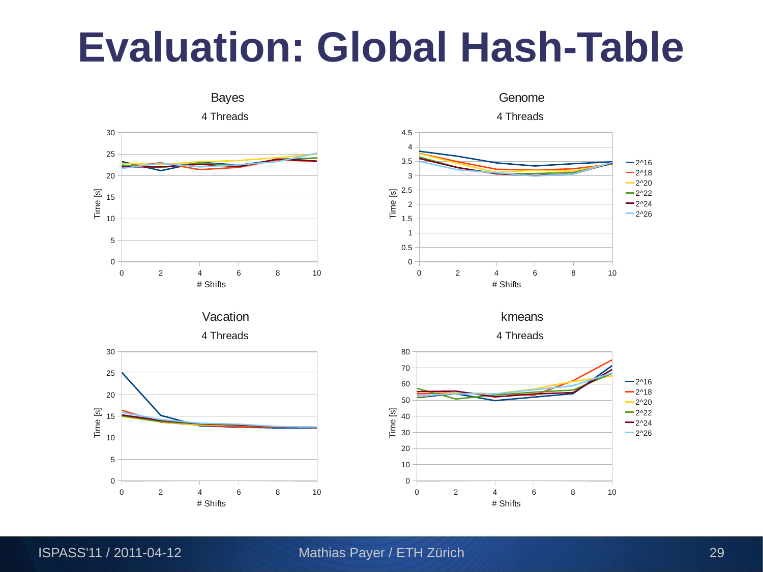# Evaluation: Global Hash-Table

Bayes
4 Threads

Genome
4 Threads

Vacation
4 Threads

kmeans
4 Threads

Time [s]

# Shifts

2^16, 2^18, 2^20, 2^22, 2^24, 2^26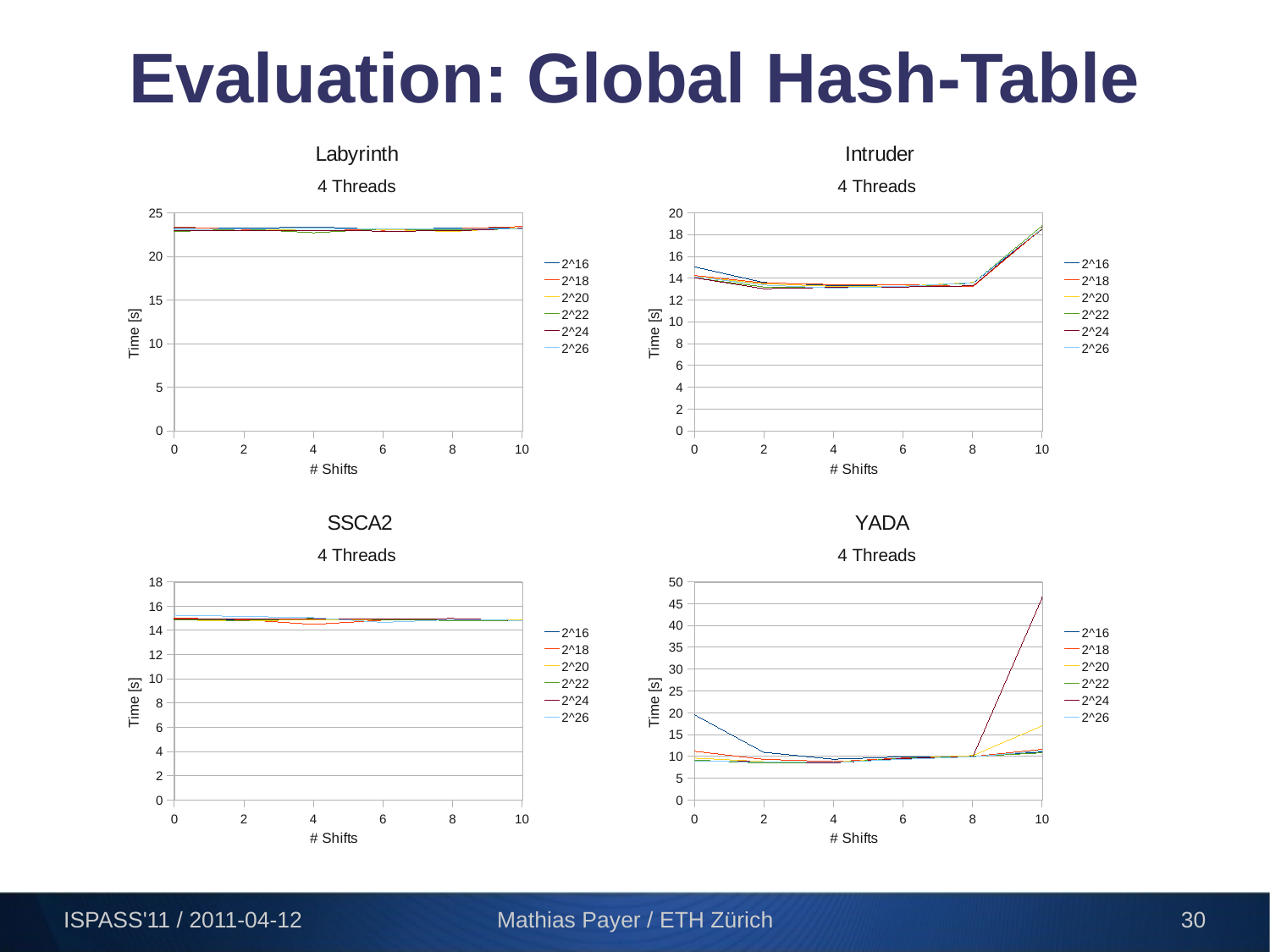# Evaluation: Global Hash-Table

Labyrinth

4 Threads

Intruder

4 Threads

SSCA2

4 Threads

YADA

4 Threads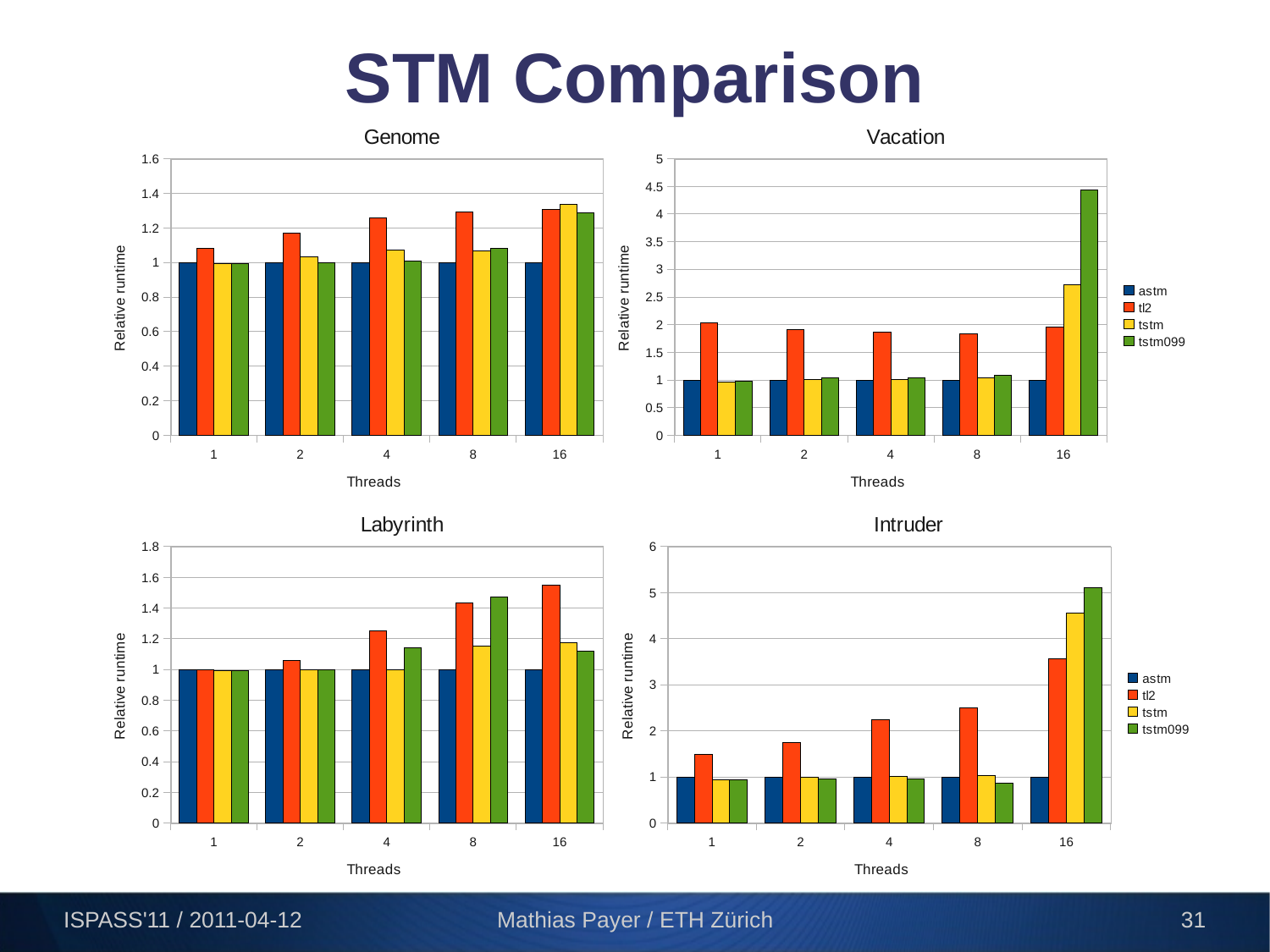# STM Comparison

**Genome**

Relative runtime vs. Threads (1, 2, 4, 8, 16); series: astm, tl2, tstm, tstm099

**Vacation**

Relative runtime vs. Threads (1, 2, 4, 8, 16); series: astm, tl2, tstm, tstm099

**Labyrinth**

Relative runtime vs. Threads (1, 2, 4, 8, 16); series: astm, tl2, tstm, tstm099

**Intruder**

Relative runtime vs. Threads (1, 2, 4, 8, 16); series: astm, tl2, tstm, tstm099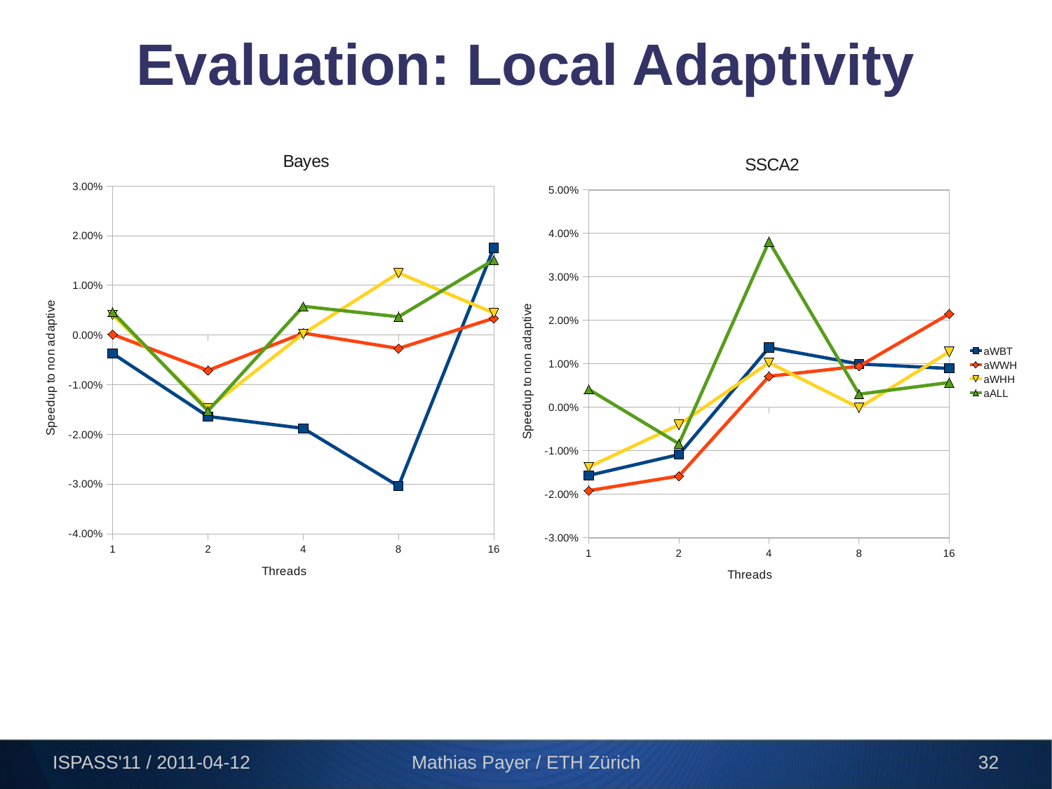# Evaluation: Local Adaptivity

**Bayes**

Speedup to non adaptive (y-axis: -4.00% to 3.00%); Threads (x-axis: 1, 2, 4, 8, 16)

**SSCA2**

Speedup to non adaptive (y-axis: -3.00% to 5.00%); Threads (x-axis: 1, 2, 4, 8, 16)

Legend: aWBT, aWWH, aWHH, aALL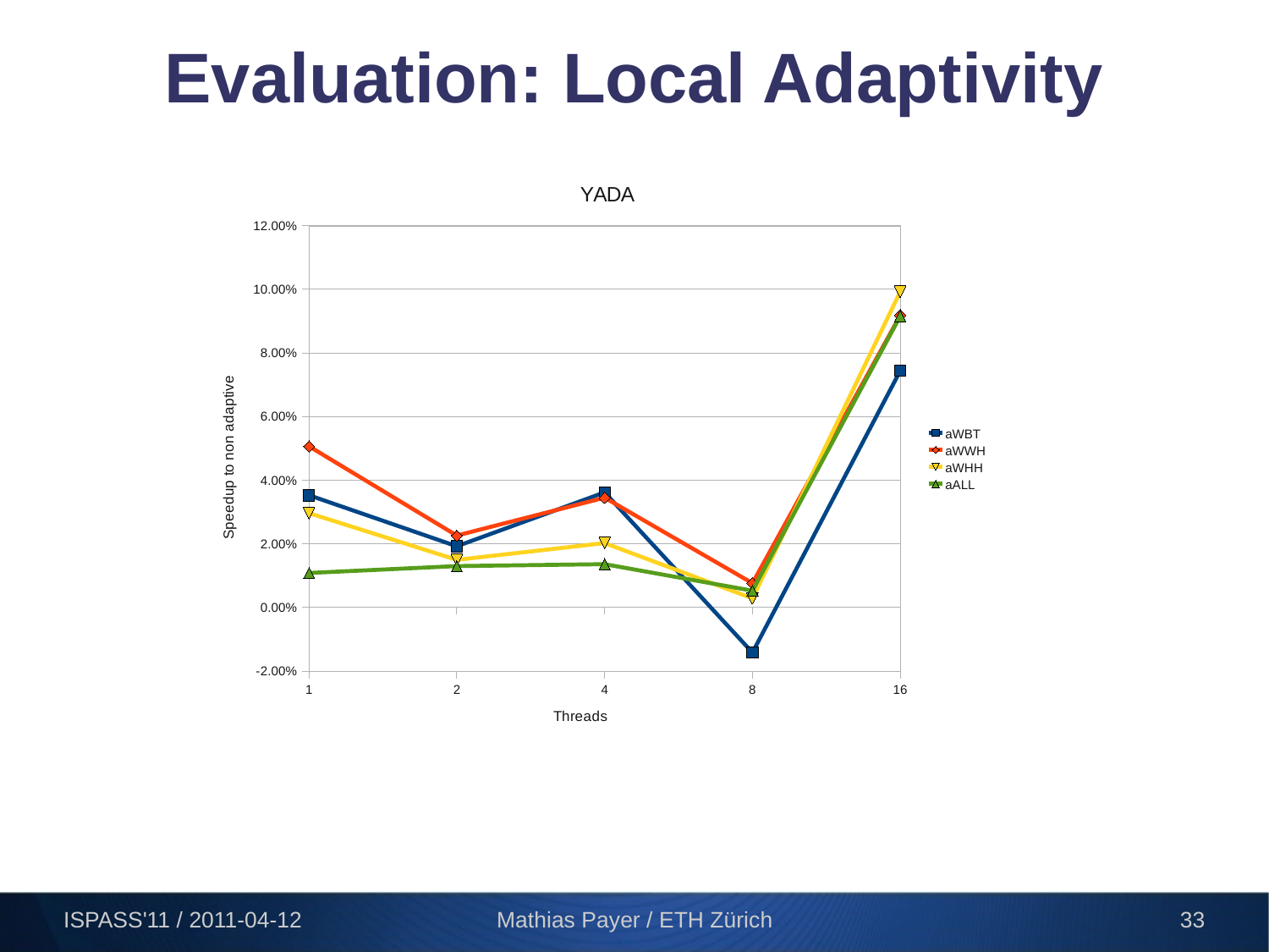# Evaluation: Local Adaptivity

YADA

12.00%
10.00%
8.00%
6.00%
4.00%
2.00%
0.00%
-2.00%

Speedup to non adaptive

1
2
4
8
16

Threads

aWBT
aWWH
aWHH
aALL